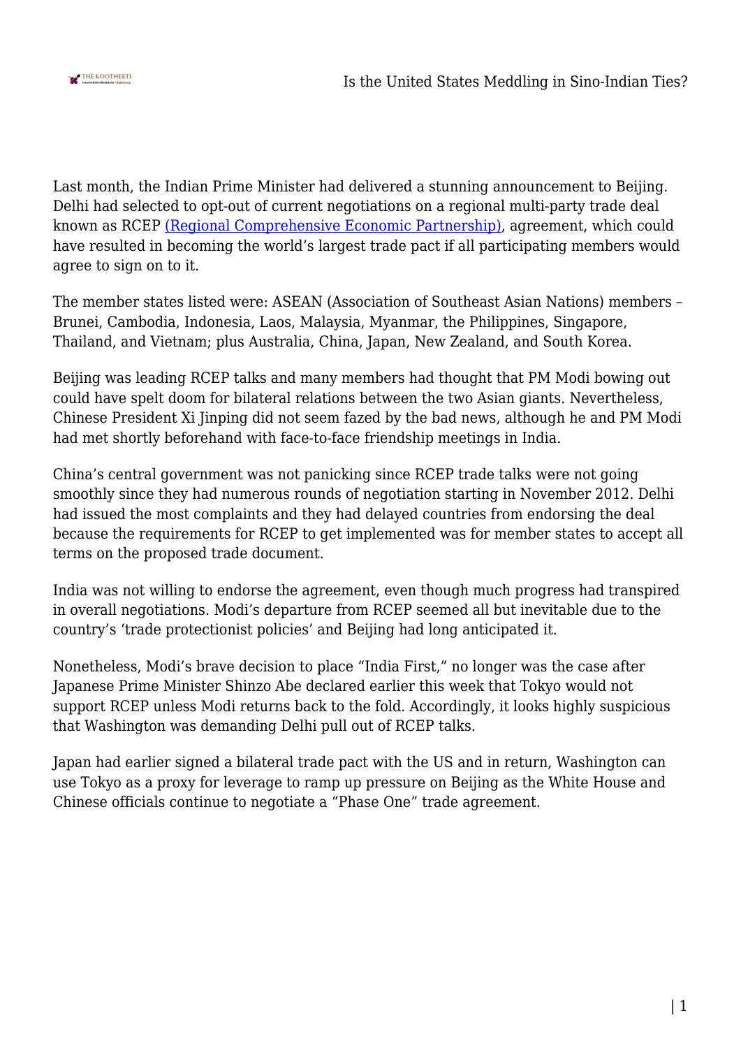Last month, the Indian Prime Minister had delivered a stunning announcement to Beijing. Delhi had selected to opt-out of current negotiations on a regional multi-party trade deal known as RCEP (Regional Comprehensive Economic Partnership), agreement, which could have resulted in becoming the world's largest trade pact if all participating members would agree to sign on to it.

The member states listed were: ASEAN (Association of Southeast Asian Nations) members – Brunei, Cambodia, Indonesia, Laos, Malaysia, Myanmar, the Philippines, Singapore, Thailand, and Vietnam; plus Australia, China, Japan, New Zealand, and South Korea.

Beijing was leading RCEP talks and many members had thought that PM Modi bowing out could have spelt doom for bilateral relations between the two Asian giants. Nevertheless, Chinese President Xi Jinping did not seem fazed by the bad news, although he and PM Modi had met shortly beforehand with face-to-face friendship meetings in India.

China's central government was not panicking since RCEP trade talks were not going smoothly since they had numerous rounds of negotiation starting in November 2012. Delhi had issued the most complaints and they had delayed countries from endorsing the deal because the requirements for RCEP to get implemented was for member states to accept all terms on the proposed trade document.

India was not willing to endorse the agreement, even though much progress had transpired in overall negotiations. Modi's departure from RCEP seemed all but inevitable due to the country's 'trade protectionist policies' and Beijing had long anticipated it.

Nonetheless, Modi's brave decision to place "India First," no longer was the case after Japanese Prime Minister Shinzo Abe declared earlier this week that Tokyo would not support RCEP unless Modi returns back to the fold. Accordingly, it looks highly suspicious that Washington was demanding Delhi pull out of RCEP talks.

Japan had earlier signed a bilateral trade pact with the US and in return, Washington can use Tokyo as a proxy for leverage to ramp up pressure on Beijing as the White House and Chinese officials continue to negotiate a "Phase One" trade agreement.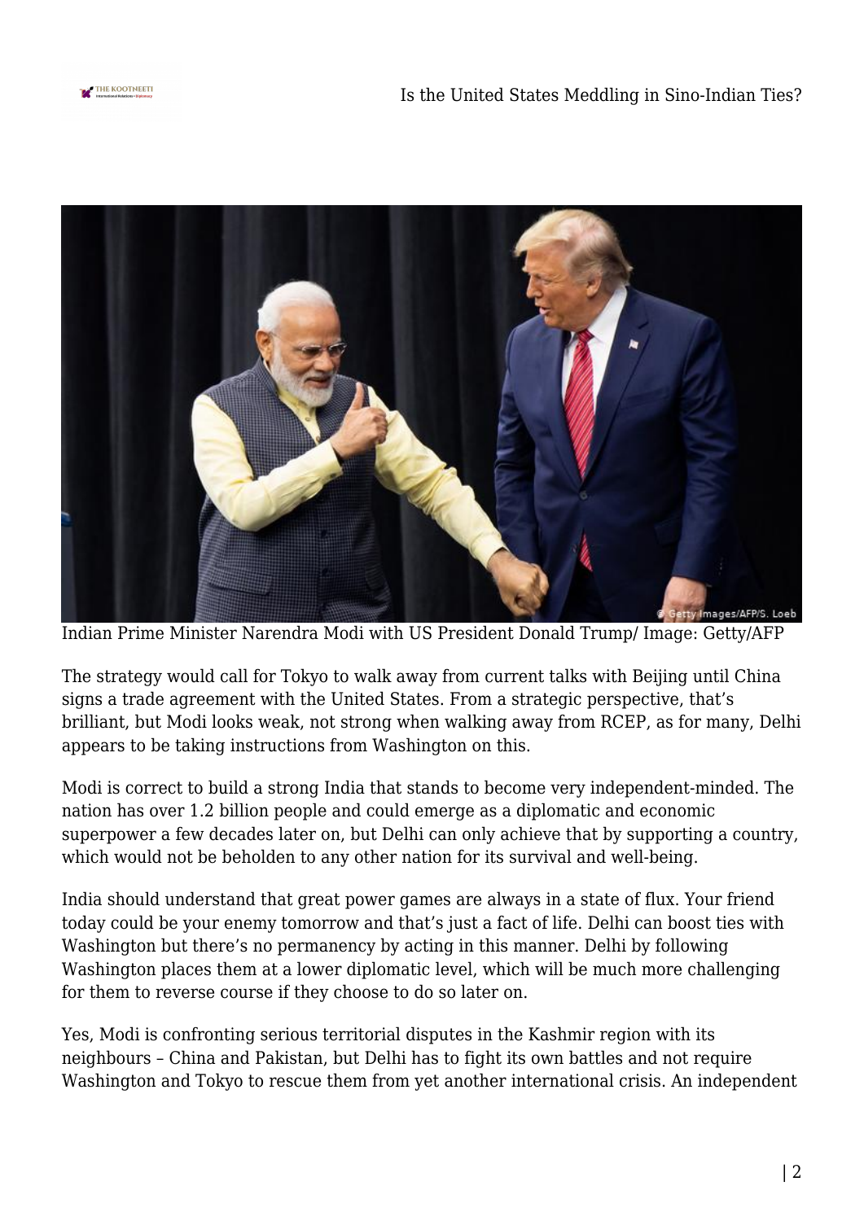Indian Prime Minister Narendra Modi with US President Donald Trump/ Image: Getty/AFP

The strategy would call for Tokyo to walk away from current talks with Beijing until China signs a trade agreement with the United States. From a strategic perspective, that's brilliant, but Modi looks weak, not strong when walking away from RCEP, as for many, Delhi appears to be taking instructions from Washington on this.

Modi is correct to build a strong India that stands to become very independent-minded. The nation has over 1.2 billion people and could emerge as a diplomatic and economic superpower a few decades later on, but Delhi can only achieve that by supporting a country, which would not be beholden to any other nation for its survival and well-being.

India should understand that great power games are always in a state of flux. Your friend today could be your enemy tomorrow and that's just a fact of life. Delhi can boost ties with Washington but there's no permanency by acting in this manner. Delhi by following Washington places them at a lower diplomatic level, which will be much more challenging for them to reverse course if they choose to do so later on.

Yes, Modi is confronting serious territorial disputes in the Kashmir region with its neighbours – China and Pakistan, but Delhi has to fight its own battles and not require Washington and Tokyo to rescue them from yet another international crisis. An independent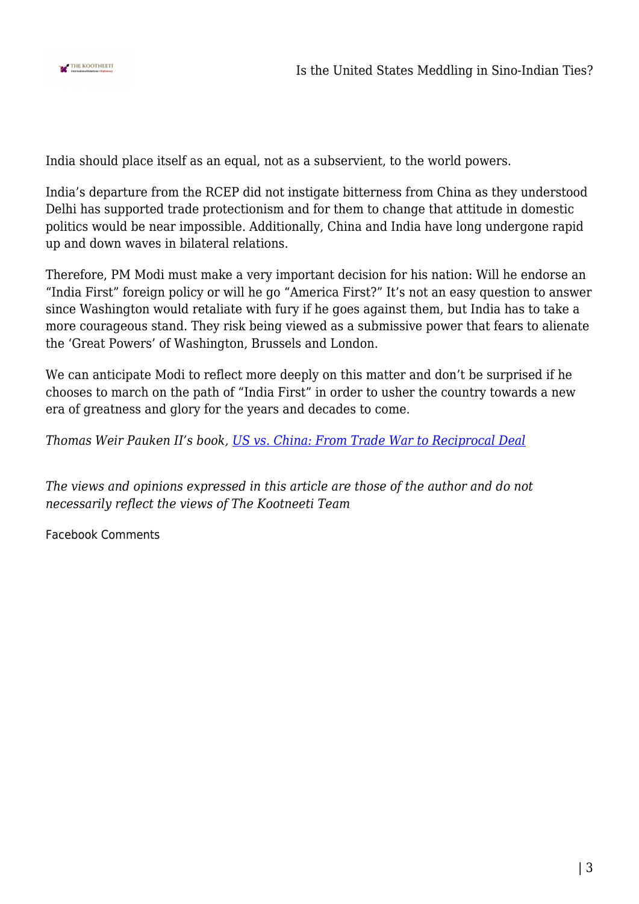India should place itself as an equal, not as a subservient, to the world powers.

India's departure from the RCEP did not instigate bitterness from China as they understood Delhi has supported trade protectionism and for them to change that attitude in domestic politics would be near impossible. Additionally, China and India have long undergone rapid up and down waves in bilateral relations.

Therefore, PM Modi must make a very important decision for his nation: Will he endorse an "India First" foreign policy or will he go "America First?" It's not an easy question to answer since Washington would retaliate with fury if he goes against them, but India has to take a more courageous stand. They risk being viewed as a submissive power that fears to alienate the 'Great Powers' of Washington, Brussels and London.

We can anticipate Modi to reflect more deeply on this matter and don't be surprised if he chooses to march on the path of "India First" in order to usher the country towards a new era of greatness and glory for the years and decades to come.

*Thomas Weir Pauken II's book, US vs. China: From Trade War to Reciprocal Deal*

*The views and opinions expressed in this article are those of the author and do not necessarily reflect the views of The Kootneeti Team*

Facebook Comments